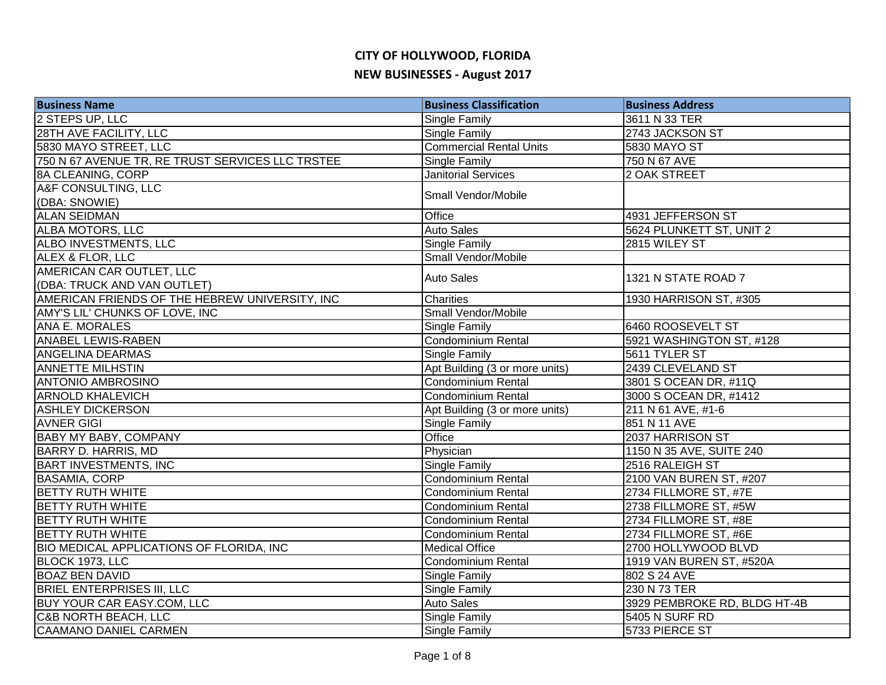# CITY OF HOLLYWOOD, FLORIDA

## NEW BUSINESSES - August 2017

| Business Name | Business Classification | Business Address |
|---|---|---|
| 2 STEPS UP, LLC | Single Family | 3611 N 33 TER |
| 28TH AVE FACILITY, LLC | Single Family | 2743 JACKSON ST |
| 5830 MAYO STREET, LLC | Commercial Rental Units | 5830 MAYO ST |
| 750 N 67 AVENUE TR, RE TRUST SERVICES LLC TRSTEE | Single Family | 750 N 67 AVE |
| 8A CLEANING, CORP | Janitorial Services | 2 OAK STREET |
| A&F CONSULTING, LLC (DBA: SNOWIE) | Small Vendor/Mobile | |
| ALAN SEIDMAN | Office | 4931 JEFFERSON ST |
| ALBA MOTORS, LLC | Auto Sales | 5624 PLUNKETT ST, UNIT 2 |
| ALBO INVESTMENTS, LLC | Single Family | 2815 WILEY ST |
| ALEX & FLOR, LLC | Small Vendor/Mobile | |
| AMERICAN CAR OUTLET, LLC (DBA: TRUCK AND VAN OUTLET) | Auto Sales | 1321 N STATE ROAD 7 |
| AMERICAN FRIENDS OF THE HEBREW UNIVERSITY, INC | Charities | 1930 HARRISON ST, #305 |
| AMY'S LIL' CHUNKS OF LOVE, INC | Small Vendor/Mobile | |
| ANA E. MORALES | Single Family | 6460 ROOSEVELT ST |
| ANABEL LEWIS-RABEN | Condominium Rental | 5921 WASHINGTON ST, #128 |
| ANGELINA DEARMAS | Single Family | 5611 TYLER ST |
| ANNETTE MILHSTIN | Apt Building (3 or more units) | 2439 CLEVELAND ST |
| ANTONIO AMBROSINO | Condominium Rental | 3801 S OCEAN DR, #11Q |
| ARNOLD KHALEVICH | Condominium Rental | 3000 S OCEAN DR, #1412 |
| ASHLEY DICKERSON | Apt Building (3 or more units) | 211 N 61 AVE, #1-6 |
| AVNER GIGI | Single Family | 851 N 11 AVE |
| BABY MY BABY, COMPANY | Office | 2037 HARRISON ST |
| BARRY D. HARRIS, MD | Physician | 1150 N 35 AVE, SUITE 240 |
| BART INVESTMENTS, INC | Single Family | 2516 RALEIGH ST |
| BASAMIA, CORP | Condominium Rental | 2100 VAN BUREN ST, #207 |
| BETTY RUTH WHITE | Condominium Rental | 2734 FILLMORE ST, #7E |
| BETTY RUTH WHITE | Condominium Rental | 2738 FILLMORE ST, #5W |
| BETTY RUTH WHITE | Condominium Rental | 2734 FILLMORE ST, #8E |
| BETTY RUTH WHITE | Condominium Rental | 2734 FILLMORE ST, #6E |
| BIO MEDICAL APPLICATIONS OF FLORIDA, INC | Medical Office | 2700 HOLLYWOOD BLVD |
| BLOCK 1973, LLC | Condominium Rental | 1919 VAN BUREN ST, #520A |
| BOAZ BEN DAVID | Single Family | 802 S 24 AVE |
| BRIEL ENTERPRISES III, LLC | Single Family | 230 N 73 TER |
| BUY YOUR CAR EASY.COM, LLC | Auto Sales | 3929 PEMBROKE RD, BLDG HT-4B |
| C&B NORTH BEACH, LLC | Single Family | 5405 N SURF RD |
| CAAMANO DANIEL CARMEN | Single Family | 5733 PIERCE ST |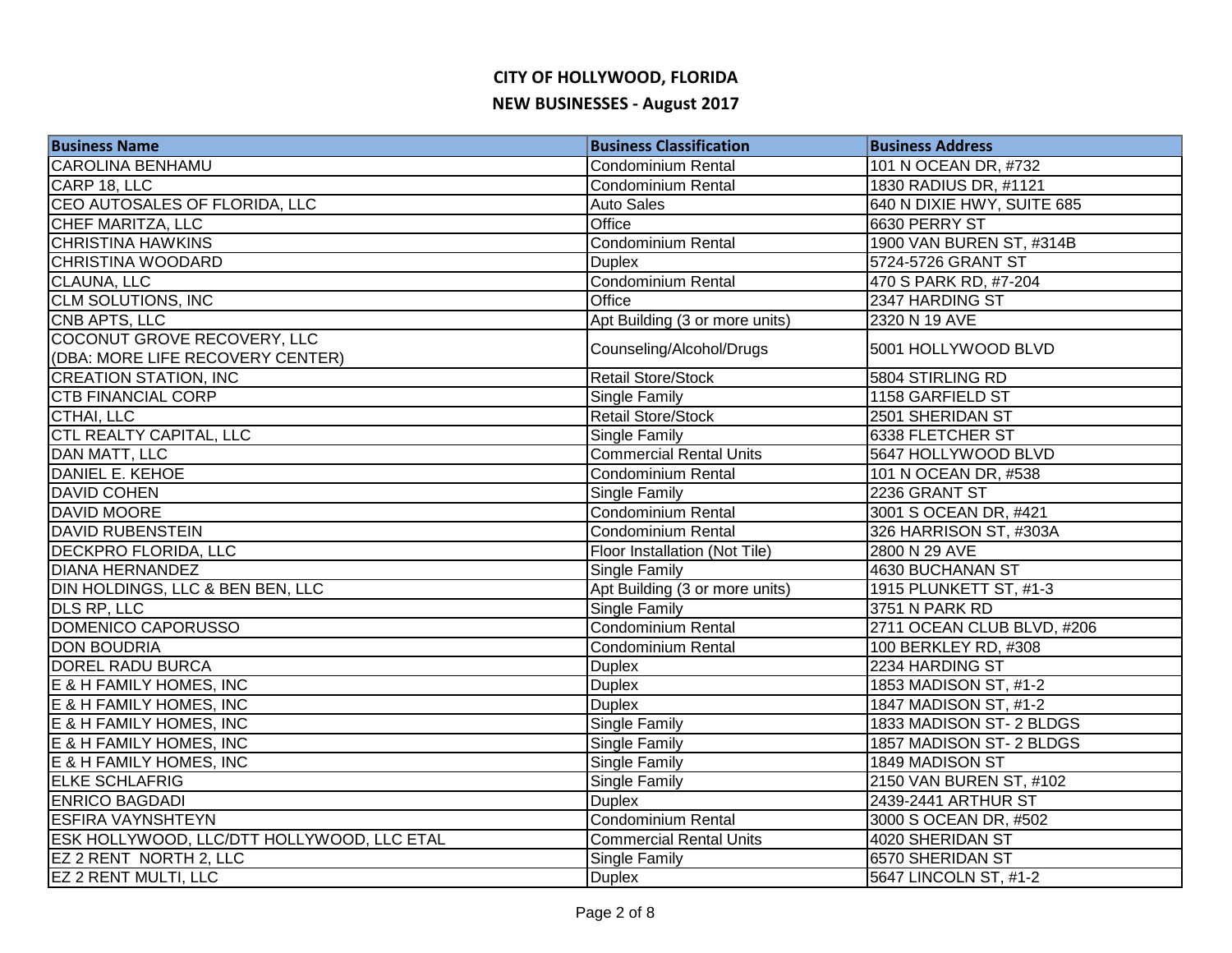# CITY OF HOLLYWOOD, FLORIDA

## NEW BUSINESSES - August 2017

| Business Name | Business Classification | Business Address |
|---|---|---|
| CAROLINA BENHAMU | Condominium Rental | 101 N OCEAN DR, #732 |
| CARP 18, LLC | Condominium Rental | 1830 RADIUS DR, #1121 |
| CEO AUTOSALES OF FLORIDA, LLC | Auto Sales | 640 N DIXIE HWY, SUITE 685 |
| CHEF MARITZA, LLC | Office | 6630 PERRY ST |
| CHRISTINA HAWKINS | Condominium Rental | 1900 VAN BUREN ST, #314B |
| CHRISTINA WOODARD | Duplex | 5724-5726 GRANT ST |
| CLAUNA, LLC | Condominium Rental | 470 S PARK RD, #7-204 |
| CLM SOLUTIONS, INC | Office | 2347 HARDING ST |
| CNB APTS, LLC | Apt Building (3 or more units) | 2320 N 19 AVE |
| COCONUT GROVE RECOVERY, LLC (DBA: MORE LIFE RECOVERY CENTER) | Counseling/Alcohol/Drugs | 5001 HOLLYWOOD BLVD |
| CREATION STATION, INC | Retail Store/Stock | 5804 STIRLING RD |
| CTB FINANCIAL CORP | Single Family | 1158 GARFIELD ST |
| CTHAI, LLC | Retail Store/Stock | 2501 SHERIDAN ST |
| CTL REALTY CAPITAL, LLC | Single Family | 6338 FLETCHER ST |
| DAN MATT, LLC | Commercial Rental Units | 5647 HOLLYWOOD BLVD |
| DANIEL E. KEHOE | Condominium Rental | 101 N OCEAN DR, #538 |
| DAVID COHEN | Single Family | 2236 GRANT ST |
| DAVID MOORE | Condominium Rental | 3001 S OCEAN DR, #421 |
| DAVID RUBENSTEIN | Condominium Rental | 326 HARRISON ST, #303A |
| DECKPRO FLORIDA, LLC | Floor Installation (Not Tile) | 2800 N 29 AVE |
| DIANA HERNANDEZ | Single Family | 4630 BUCHANAN ST |
| DIN HOLDINGS, LLC & BEN BEN, LLC | Apt Building (3 or more units) | 1915 PLUNKETT ST, #1-3 |
| DLS RP, LLC | Single Family | 3751 N PARK RD |
| DOMENICO CAPORUSSO | Condominium Rental | 2711 OCEAN CLUB BLVD, #206 |
| DON BOUDRIA | Condominium Rental | 100 BERKLEY RD, #308 |
| DOREL RADU BURCA | Duplex | 2234 HARDING ST |
| E & H FAMILY HOMES, INC | Duplex | 1853 MADISON ST, #1-2 |
| E & H FAMILY HOMES, INC | Duplex | 1847 MADISON ST, #1-2 |
| E & H FAMILY HOMES, INC | Single Family | 1833 MADISON ST- 2 BLDGS |
| E & H FAMILY HOMES, INC | Single Family | 1857 MADISON ST- 2 BLDGS |
| E & H FAMILY HOMES, INC | Single Family | 1849 MADISON ST |
| ELKE SCHLAFRIG | Single Family | 2150 VAN BUREN ST, #102 |
| ENRICO BAGDADI | Duplex | 2439-2441 ARTHUR ST |
| ESFIRA VAYNSHTEYN | Condominium Rental | 3000 S OCEAN DR, #502 |
| ESK HOLLYWOOD, LLC/DTT HOLLYWOOD, LLC ETAL | Commercial Rental Units | 4020 SHERIDAN ST |
| EZ 2 RENT NORTH 2, LLC | Single Family | 6570 SHERIDAN ST |
| EZ 2 RENT MULTI, LLC | Duplex | 5647 LINCOLN ST, #1-2 |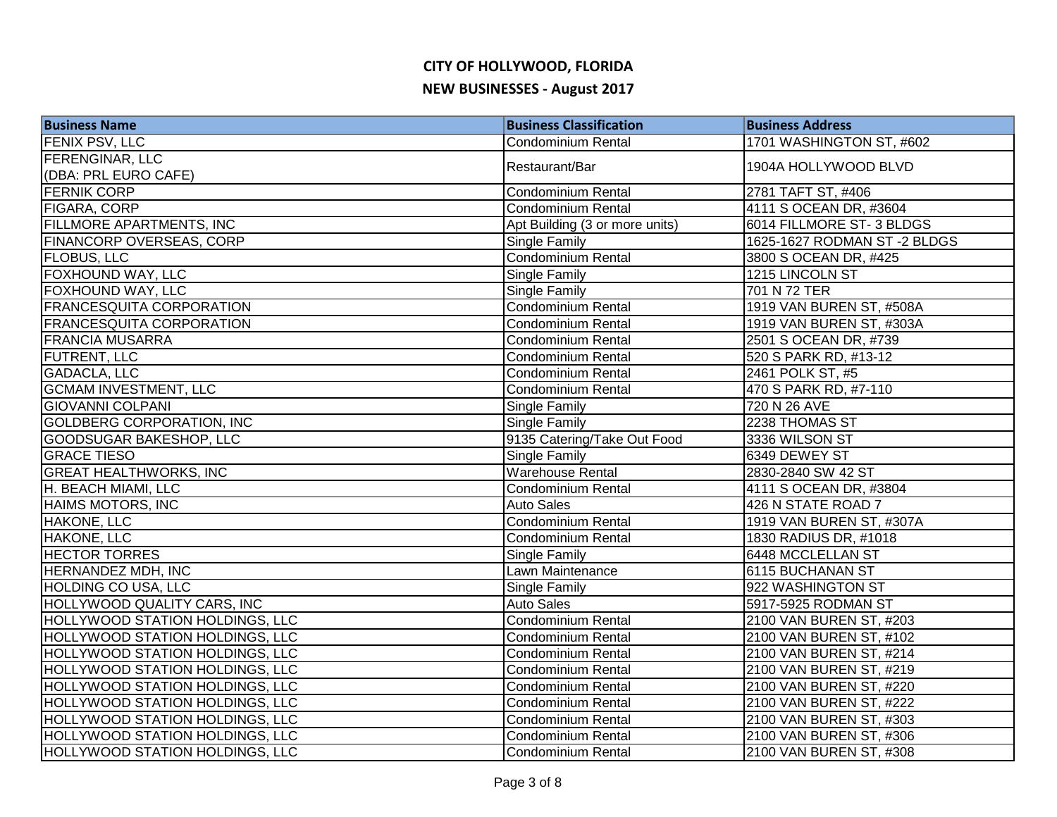# CITY OF HOLLYWOOD, FLORIDA

## NEW BUSINESSES - August 2017

| Business Name | Business Classification | Business Address |
|---|---|---|
| FENIX PSV, LLC | Condominium Rental | 1701 WASHINGTON ST, #602 |
| FERENGINAR, LLC (DBA: PRL EURO CAFE) | Restaurant/Bar | 1904A HOLLYWOOD BLVD |
| FERNIK CORP | Condominium Rental | 2781 TAFT ST, #406 |
| FIGARA, CORP | Condominium Rental | 4111 S OCEAN DR, #3604 |
| FILLMORE APARTMENTS, INC | Apt Building (3 or more units) | 6014 FILLMORE ST- 3 BLDGS |
| FINANCORP OVERSEAS, CORP | Single Family | 1625-1627 RODMAN ST -2 BLDGS |
| FLOBUS, LLC | Condominium Rental | 3800 S OCEAN DR, #425 |
| FOXHOUND WAY, LLC | Single Family | 1215 LINCOLN ST |
| FOXHOUND WAY, LLC | Single Family | 701 N 72 TER |
| FRANCESQUITA CORPORATION | Condominium Rental | 1919 VAN BUREN ST, #508A |
| FRANCESQUITA CORPORATION | Condominium Rental | 1919 VAN BUREN ST, #303A |
| FRANCIA MUSARRA | Condominium Rental | 2501 S OCEAN DR, #739 |
| FUTRENT, LLC | Condominium Rental | 520 S PARK RD, #13-12 |
| GADACLA, LLC | Condominium Rental | 2461 POLK ST, #5 |
| GCMAM INVESTMENT, LLC | Condominium Rental | 470 S PARK RD, #7-110 |
| GIOVANNI COLPANI | Single Family | 720 N 26 AVE |
| GOLDBERG CORPORATION, INC | Single Family | 2238 THOMAS ST |
| GOODSUGAR BAKESHOP, LLC | 9135 Catering/Take Out Food | 3336 WILSON ST |
| GRACE TIESO | Single Family | 6349 DEWEY ST |
| GREAT HEALTHWORKS, INC | Warehouse Rental | 2830-2840 SW 42 ST |
| H. BEACH MIAMI, LLC | Condominium Rental | 4111 S OCEAN DR, #3804 |
| HAIMS MOTORS, INC | Auto Sales | 426 N STATE ROAD 7 |
| HAKONE, LLC | Condominium Rental | 1919 VAN BUREN ST, #307A |
| HAKONE, LLC | Condominium Rental | 1830 RADIUS DR, #1018 |
| HECTOR TORRES | Single Family | 6448 MCCLELLAN ST |
| HERNANDEZ MDH, INC | Lawn Maintenance | 6115 BUCHANAN ST |
| HOLDING CO USA, LLC | Single Family | 922 WASHINGTON ST |
| HOLLYWOOD QUALITY CARS, INC | Auto Sales | 5917-5925 RODMAN ST |
| HOLLYWOOD STATION HOLDINGS, LLC | Condominium Rental | 2100 VAN BUREN ST, #203 |
| HOLLYWOOD STATION HOLDINGS, LLC | Condominium Rental | 2100 VAN BUREN ST, #102 |
| HOLLYWOOD STATION HOLDINGS, LLC | Condominium Rental | 2100 VAN BUREN ST, #214 |
| HOLLYWOOD STATION HOLDINGS, LLC | Condominium Rental | 2100 VAN BUREN ST, #219 |
| HOLLYWOOD STATION HOLDINGS, LLC | Condominium Rental | 2100 VAN BUREN ST, #220 |
| HOLLYWOOD STATION HOLDINGS, LLC | Condominium Rental | 2100 VAN BUREN ST, #222 |
| HOLLYWOOD STATION HOLDINGS, LLC | Condominium Rental | 2100 VAN BUREN ST, #303 |
| HOLLYWOOD STATION HOLDINGS, LLC | Condominium Rental | 2100 VAN BUREN ST, #306 |
| HOLLYWOOD STATION HOLDINGS, LLC | Condominium Rental | 2100 VAN BUREN ST, #308 |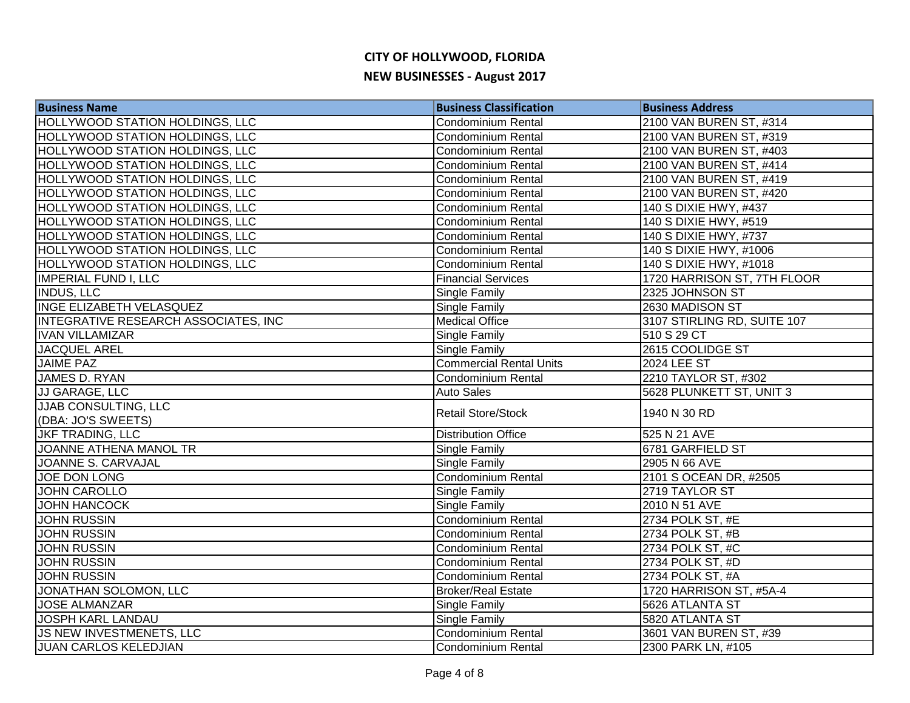# CITY OF HOLLYWOOD, FLORIDA

## NEW BUSINESSES - August 2017

| Business Name | Business Classification | Business Address |
| --- | --- | --- |
| HOLLYWOOD STATION HOLDINGS, LLC | Condominium Rental | 2100 VAN BUREN ST, #314 |
| HOLLYWOOD STATION HOLDINGS, LLC | Condominium Rental | 2100 VAN BUREN ST, #319 |
| HOLLYWOOD STATION HOLDINGS, LLC | Condominium Rental | 2100 VAN BUREN ST, #403 |
| HOLLYWOOD STATION HOLDINGS, LLC | Condominium Rental | 2100 VAN BUREN ST, #414 |
| HOLLYWOOD STATION HOLDINGS, LLC | Condominium Rental | 2100 VAN BUREN ST, #419 |
| HOLLYWOOD STATION HOLDINGS, LLC | Condominium Rental | 2100 VAN BUREN ST, #420 |
| HOLLYWOOD STATION HOLDINGS, LLC | Condominium Rental | 140 S DIXIE HWY, #437 |
| HOLLYWOOD STATION HOLDINGS, LLC | Condominium Rental | 140 S DIXIE HWY, #519 |
| HOLLYWOOD STATION HOLDINGS, LLC | Condominium Rental | 140 S DIXIE HWY, #737 |
| HOLLYWOOD STATION HOLDINGS, LLC | Condominium Rental | 140 S DIXIE HWY, #1006 |
| HOLLYWOOD STATION HOLDINGS, LLC | Condominium Rental | 140 S DIXIE HWY, #1018 |
| IMPERIAL FUND I, LLC | Financial Services | 1720 HARRISON ST, 7TH FLOOR |
| INDUS, LLC | Single Family | 2325 JOHNSON ST |
| INGE ELIZABETH VELASQUEZ | Single Family | 2630 MADISON ST |
| INTEGRATIVE RESEARCH ASSOCIATES, INC | Medical Office | 3107 STIRLING RD, SUITE 107 |
| IVAN VILLAMIZAR | Single Family | 510 S 29 CT |
| JACQUEL AREL | Single Family | 2615 COOLIDGE ST |
| JAIME PAZ | Commercial Rental Units | 2024 LEE ST |
| JAMES D. RYAN | Condominium Rental | 2210 TAYLOR ST, #302 |
| JJ GARAGE, LLC | Auto Sales | 5628 PLUNKETT ST, UNIT 3 |
| JJAB CONSULTING, LLC (DBA: JO'S SWEETS) | Retail Store/Stock | 1940 N 30 RD |
| JKF TRADING, LLC | Distribution Office | 525 N 21 AVE |
| JOANNE ATHENA MANOL TR | Single Family | 6781 GARFIELD ST |
| JOANNE S. CARVAJAL | Single Family | 2905 N 66 AVE |
| JOE DON LONG | Condominium Rental | 2101 S OCEAN DR, #2505 |
| JOHN CAROLLO | Single Family | 2719 TAYLOR ST |
| JOHN HANCOCK | Single Family | 2010 N 51 AVE |
| JOHN RUSSIN | Condominium Rental | 2734 POLK ST, #E |
| JOHN RUSSIN | Condominium Rental | 2734 POLK ST, #B |
| JOHN RUSSIN | Condominium Rental | 2734 POLK ST, #C |
| JOHN RUSSIN | Condominium Rental | 2734 POLK ST, #D |
| JOHN RUSSIN | Condominium Rental | 2734 POLK ST, #A |
| JONATHAN SOLOMON, LLC | Broker/Real Estate | 1720 HARRISON ST, #5A-4 |
| JOSE ALMANZAR | Single Family | 5626 ATLANTA ST |
| JOSPH KARL LANDAU | Single Family | 5820 ATLANTA ST |
| JS NEW INVESTMENETS, LLC | Condominium Rental | 3601 VAN BUREN ST, #39 |
| JUAN CARLOS KELEDJIAN | Condominium Rental | 2300 PARK LN, #105 |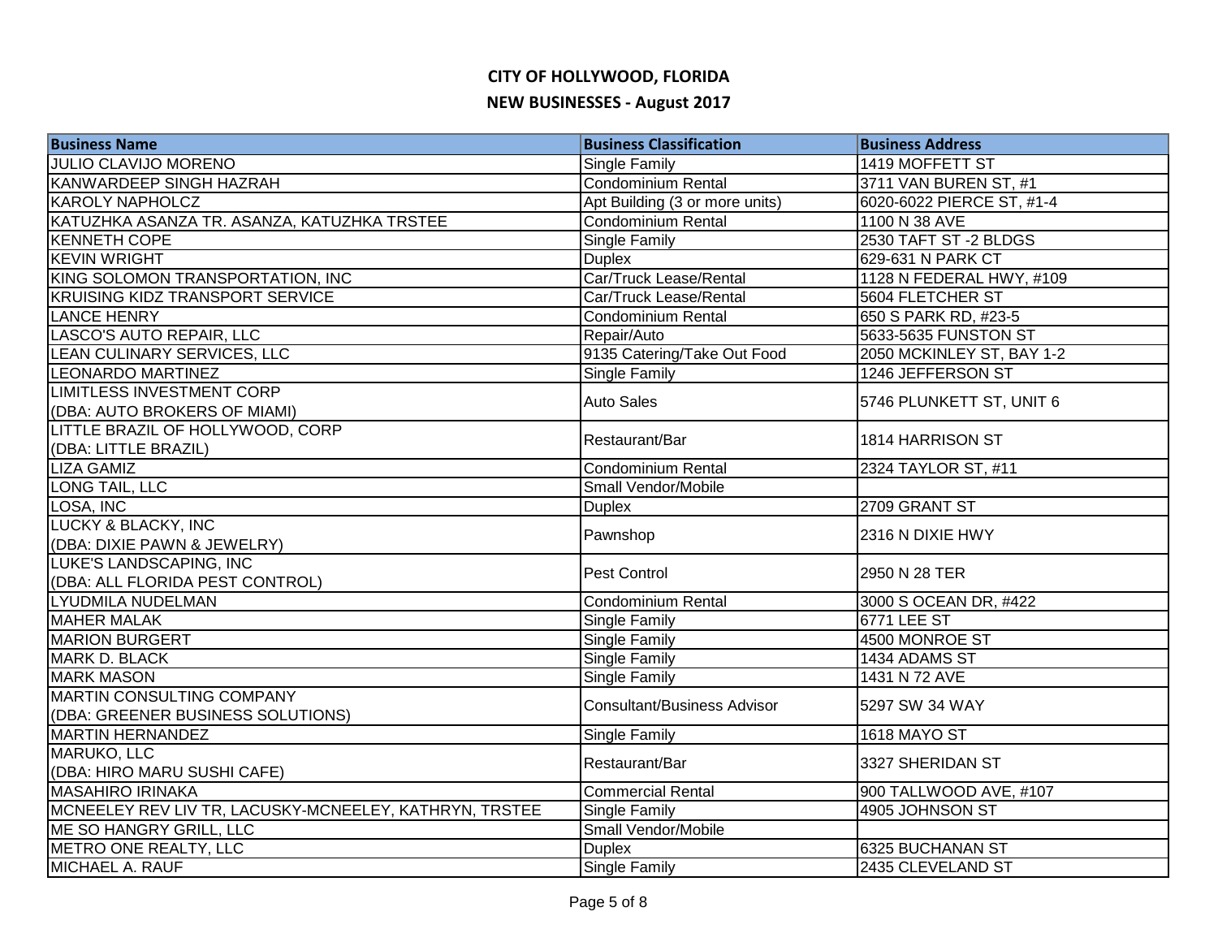# CITY OF HOLLYWOOD, FLORIDA

## NEW BUSINESSES - August 2017

| Business Name | Business Classification | Business Address |
|---|---|---|
| JULIO CLAVIJO MORENO | Single Family | 1419 MOFFETT ST |
| KANWARDEEP SINGH HAZRAH | Condominium Rental | 3711 VAN BUREN ST, #1 |
| KAROLY NAPHOLCZ | Apt Building (3 or more units) | 6020-6022 PIERCE ST, #1-4 |
| KATUZHKA ASANZA TR. ASANZA, KATUZHKA TRSTEE | Condominium Rental | 1100 N 38 AVE |
| KENNETH COPE | Single Family | 2530 TAFT ST -2 BLDGS |
| KEVIN WRIGHT | Duplex | 629-631 N PARK CT |
| KING SOLOMON TRANSPORTATION, INC | Car/Truck Lease/Rental | 1128 N FEDERAL HWY, #109 |
| KRUISING KIDZ TRANSPORT SERVICE | Car/Truck Lease/Rental | 5604 FLETCHER ST |
| LANCE HENRY | Condominium Rental | 650 S PARK RD, #23-5 |
| LASCO'S AUTO REPAIR, LLC | Repair/Auto | 5633-5635 FUNSTON ST |
| LEAN CULINARY SERVICES, LLC | 9135 Catering/Take Out Food | 2050 MCKINLEY ST, BAY 1-2 |
| LEONARDO MARTINEZ | Single Family | 1246 JEFFERSON ST |
| LIMITLESS INVESTMENT CORP (DBA: AUTO BROKERS OF MIAMI) | Auto Sales | 5746 PLUNKETT ST, UNIT 6 |
| LITTLE BRAZIL OF HOLLYWOOD, CORP (DBA: LITTLE BRAZIL) | Restaurant/Bar | 1814 HARRISON ST |
| LIZA GAMIZ | Condominium Rental | 2324 TAYLOR ST, #11 |
| LONG TAIL, LLC | Small Vendor/Mobile | |
| LOSA, INC | Duplex | 2709 GRANT ST |
| LUCKY & BLACKY, INC (DBA: DIXIE PAWN & JEWELRY) | Pawnshop | 2316 N DIXIE HWY |
| LUKE'S LANDSCAPING, INC (DBA: ALL FLORIDA PEST CONTROL) | Pest Control | 2950 N 28 TER |
| LYUDMILA NUDELMAN | Condominium Rental | 3000 S OCEAN DR, #422 |
| MAHER MALAK | Single Family | 6771 LEE ST |
| MARION BURGERT | Single Family | 4500 MONROE ST |
| MARK D. BLACK | Single Family | 1434 ADAMS ST |
| MARK MASON | Single Family | 1431 N 72 AVE |
| MARTIN CONSULTING COMPANY (DBA: GREENER BUSINESS SOLUTIONS) | Consultant/Business Advisor | 5297 SW 34 WAY |
| MARTIN HERNANDEZ | Single Family | 1618 MAYO ST |
| MARUKO, LLC (DBA: HIRO MARU SUSHI CAFE) | Restaurant/Bar | 3327 SHERIDAN ST |
| MASAHIRO IRINAKA | Commercial Rental | 900 TALLWOOD AVE, #107 |
| MCNEELEY REV LIV TR, LACUSKY-MCNEELEY, KATHRYN, TRSTEE | Single Family | 4905 JOHNSON ST |
| ME SO HANGRY GRILL, LLC | Small Vendor/Mobile | |
| METRO ONE REALTY, LLC | Duplex | 6325 BUCHANAN ST |
| MICHAEL A. RAUF | Single Family | 2435 CLEVELAND ST |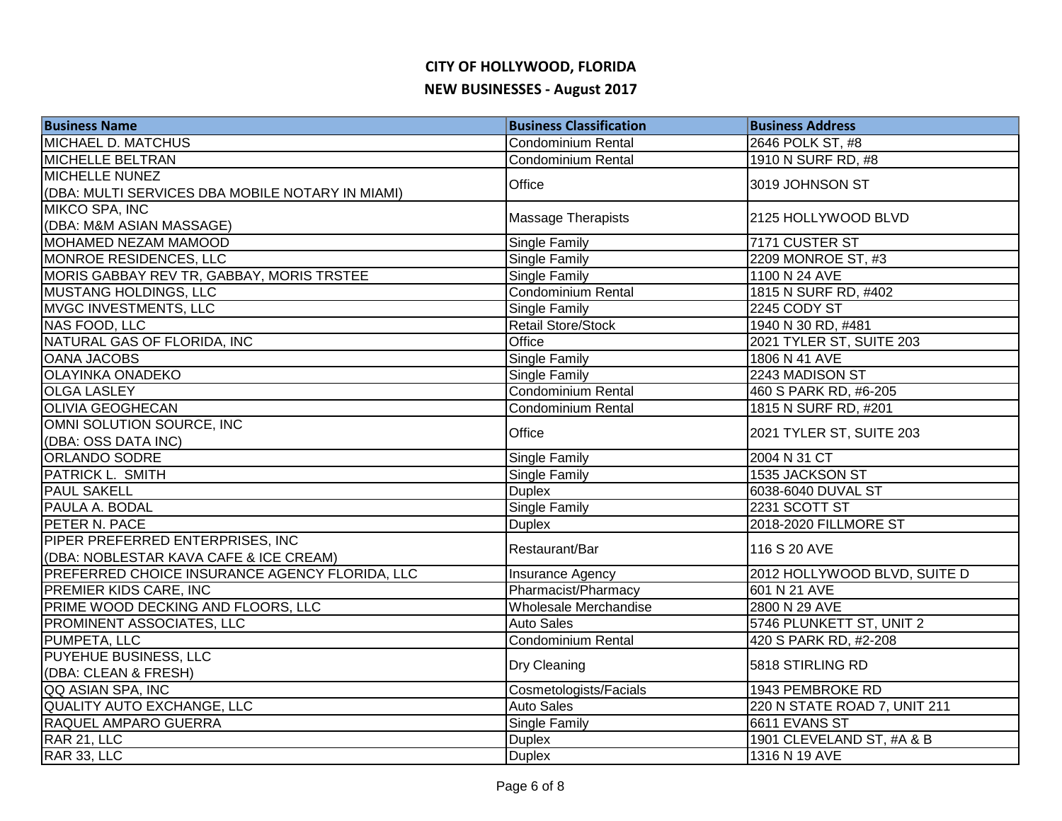# CITY OF HOLLYWOOD, FLORIDA

## NEW BUSINESSES - August 2017

| Business Name | Business Classification | Business Address |
|---|---|---|
| MICHAEL D. MATCHUS | Condominium Rental | 2646 POLK ST, #8 |
| MICHELLE BELTRAN | Condominium Rental | 1910 N SURF RD, #8 |
| MICHELLE NUNEZ (DBA: MULTI SERVICES DBA MOBILE NOTARY IN MIAMI) | Office | 3019 JOHNSON ST |
| MIKCO SPA, INC (DBA: M&M ASIAN MASSAGE) | Massage Therapists | 2125 HOLLYWOOD BLVD |
| MOHAMED NEZAM MAMOOD | Single Family | 7171 CUSTER ST |
| MONROE RESIDENCES, LLC | Single Family | 2209 MONROE ST, #3 |
| MORIS GABBAY REV TR, GABBAY, MORIS TRSTEE | Single Family | 1100 N 24 AVE |
| MUSTANG HOLDINGS, LLC | Condominium Rental | 1815 N SURF RD, #402 |
| MVGC INVESTMENTS, LLC | Single Family | 2245 CODY ST |
| NAS FOOD, LLC | Retail Store/Stock | 1940 N 30 RD, #481 |
| NATURAL GAS OF FLORIDA, INC | Office | 2021 TYLER ST, SUITE 203 |
| OANA JACOBS | Single Family | 1806 N 41 AVE |
| OLAYINKA ONADEKO | Single Family | 2243 MADISON ST |
| OLGA LASLEY | Condominium Rental | 460 S PARK RD, #6-205 |
| OLIVIA GEOGHECAN | Condominium Rental | 1815 N SURF RD, #201 |
| OMNI SOLUTION SOURCE, INC (DBA: OSS DATA INC) | Office | 2021 TYLER ST, SUITE 203 |
| ORLANDO SODRE | Single Family | 2004 N 31 CT |
| PATRICK L. SMITH | Single Family | 1535 JACKSON ST |
| PAUL SAKELL | Duplex | 6038-6040 DUVAL ST |
| PAULA A. BODAL | Single Family | 2231 SCOTT ST |
| PETER N. PACE | Duplex | 2018-2020 FILLMORE ST |
| PIPER PREFERRED ENTERPRISES, INC (DBA: NOBLESTAR KAVA CAFE & ICE CREAM) | Restaurant/Bar | 116 S 20 AVE |
| PREFERRED CHOICE INSURANCE AGENCY FLORIDA, LLC | Insurance Agency | 2012 HOLLYWOOD BLVD, SUITE D |
| PREMIER KIDS CARE, INC | Pharmacist/Pharmacy | 601 N 21 AVE |
| PRIME WOOD DECKING AND FLOORS, LLC | Wholesale Merchandise | 2800 N 29 AVE |
| PROMINENT ASSOCIATES, LLC | Auto Sales | 5746 PLUNKETT ST, UNIT 2 |
| PUMPETA, LLC | Condominium Rental | 420 S PARK RD, #2-208 |
| PUYEHUE BUSINESS, LLC (DBA: CLEAN & FRESH) | Dry Cleaning | 5818 STIRLING RD |
| QQ ASIAN SPA, INC | Cosmetologists/Facials | 1943 PEMBROKE RD |
| QUALITY AUTO EXCHANGE, LLC | Auto Sales | 220 N STATE ROAD 7, UNIT 211 |
| RAQUEL AMPARO GUERRA | Single Family | 6611 EVANS ST |
| RAR 21, LLC | Duplex | 1901 CLEVELAND ST, #A & B |
| RAR 33, LLC | Duplex | 1316 N 19 AVE |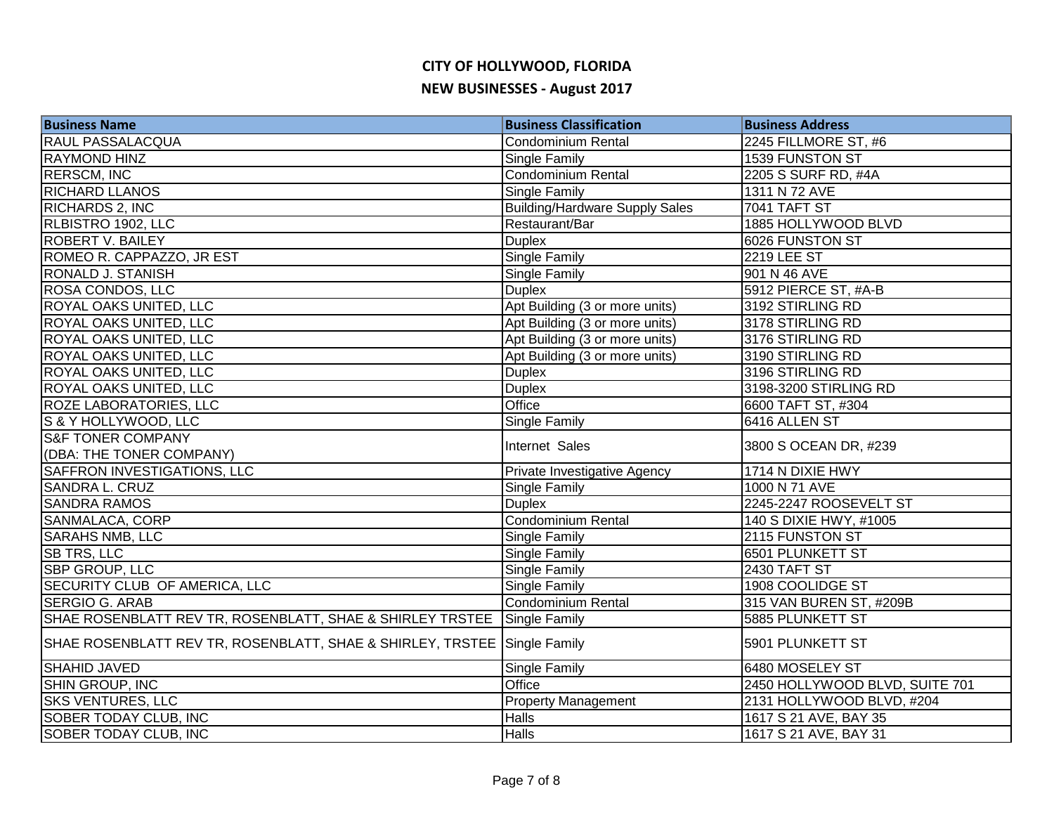# CITY OF HOLLYWOOD, FLORIDA

## NEW BUSINESSES - August 2017

| Business Name | Business Classification | Business Address |
|---|---|---|
| RAUL PASSALACQUA | Condominium Rental | 2245 FILLMORE ST, #6 |
| RAYMOND HINZ | Single Family | 1539 FUNSTON ST |
| RERSCM, INC | Condominium Rental | 2205 S SURF RD, #4A |
| RICHARD LLANOS | Single Family | 1311 N 72 AVE |
| RICHARDS 2, INC | Building/Hardware Supply Sales | 7041 TAFT ST |
| RLBISTRO 1902, LLC | Restaurant/Bar | 1885 HOLLYWOOD BLVD |
| ROBERT V. BAILEY | Duplex | 6026 FUNSTON ST |
| ROMEO R. CAPPAZZO, JR EST | Single Family | 2219 LEE ST |
| RONALD J. STANISH | Single Family | 901 N 46 AVE |
| ROSA CONDOS, LLC | Duplex | 5912 PIERCE ST, #A-B |
| ROYAL OAKS UNITED, LLC | Apt Building (3 or more units) | 3192 STIRLING RD |
| ROYAL OAKS UNITED, LLC | Apt Building (3 or more units) | 3178 STIRLING RD |
| ROYAL OAKS UNITED, LLC | Apt Building (3 or more units) | 3176 STIRLING RD |
| ROYAL OAKS UNITED, LLC | Apt Building (3 or more units) | 3190 STIRLING RD |
| ROYAL OAKS UNITED, LLC | Duplex | 3196 STIRLING RD |
| ROYAL OAKS UNITED, LLC | Duplex | 3198-3200 STIRLING RD |
| ROZE LABORATORIES, LLC | Office | 6600 TAFT ST, #304 |
| S & Y HOLLYWOOD, LLC | Single Family | 6416 ALLEN ST |
| S&F TONER COMPANY (DBA: THE TONER COMPANY) | Internet Sales | 3800 S OCEAN DR, #239 |
| SAFFRON INVESTIGATIONS, LLC | Private Investigative Agency | 1714 N DIXIE HWY |
| SANDRA L. CRUZ | Single Family | 1000 N 71 AVE |
| SANDRA RAMOS | Duplex | 2245-2247 ROOSEVELT ST |
| SANMALACA, CORP | Condominium Rental | 140 S DIXIE HWY, #1005 |
| SARAHS NMB, LLC | Single Family | 2115 FUNSTON ST |
| SB TRS, LLC | Single Family | 6501 PLUNKETT ST |
| SBP GROUP, LLC | Single Family | 2430 TAFT ST |
| SECURITY CLUB OF AMERICA, LLC | Single Family | 1908 COOLIDGE ST |
| SERGIO G. ARAB | Condominium Rental | 315 VAN BUREN ST, #209B |
| SHAE ROSENBLATT REV TR, ROSENBLATT, SHAE & SHIRLEY TRSTEE | Single Family | 5885 PLUNKETT ST |
| SHAE ROSENBLATT REV TR, ROSENBLATT, SHAE & SHIRLEY, TRSTEE | Single Family | 5901 PLUNKETT ST |
| SHAHID JAVED | Single Family | 6480 MOSELEY ST |
| SHIN GROUP, INC | Office | 2450 HOLLYWOOD BLVD, SUITE 701 |
| SKS VENTURES, LLC | Property Management | 2131 HOLLYWOOD BLVD, #204 |
| SOBER TODAY CLUB, INC | Halls | 1617 S 21 AVE, BAY 35 |
| SOBER TODAY CLUB, INC | Halls | 1617 S 21 AVE, BAY 31 |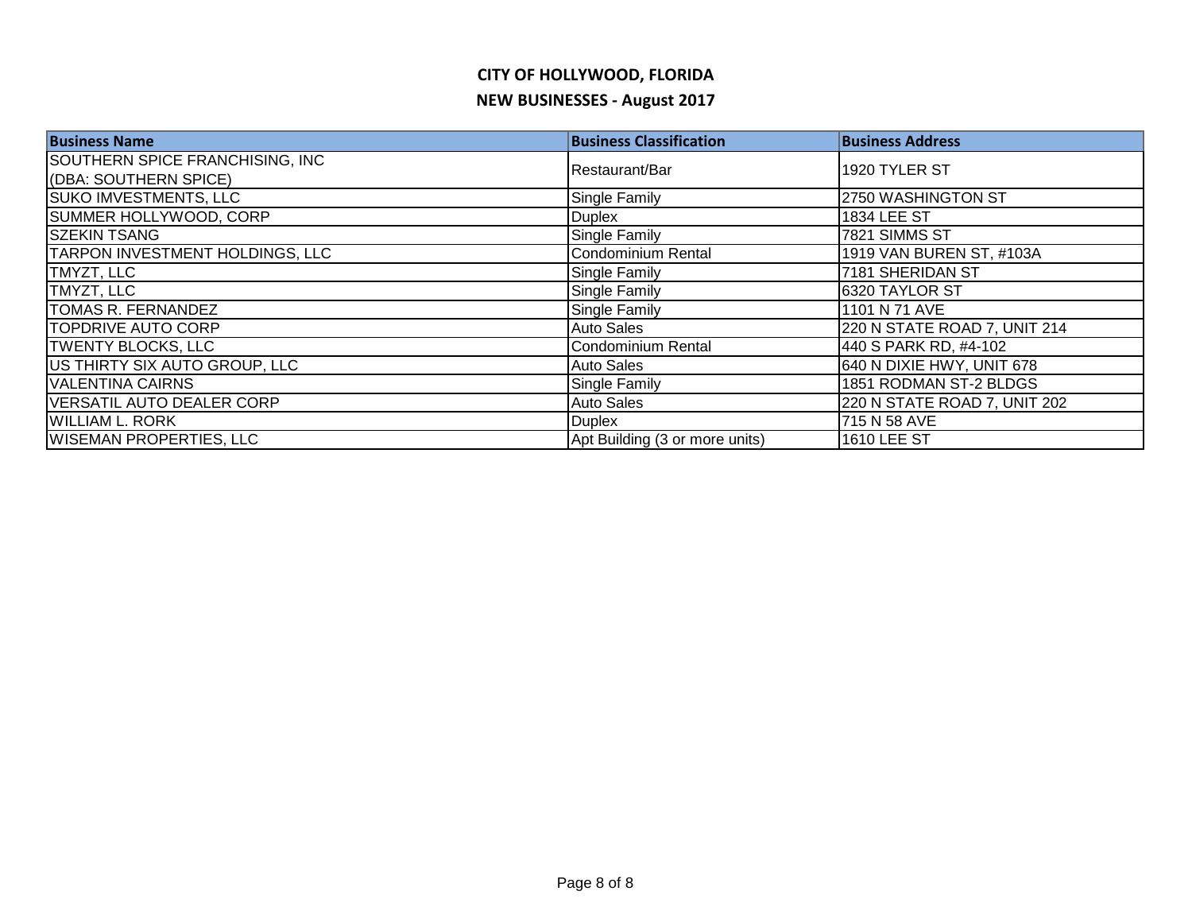# CITY OF HOLLYWOOD, FLORIDA

## NEW BUSINESSES - August 2017

| Business Name | Business Classification | Business Address |
|---|---|---|
| SOUTHERN SPICE FRANCHISING, INC (DBA: SOUTHERN SPICE) | Restaurant/Bar | 1920 TYLER ST |
| SUKO IMVESTMENTS, LLC | Single Family | 2750 WASHINGTON ST |
| SUMMER HOLLYWOOD, CORP | Duplex | 1834 LEE ST |
| SZEKIN TSANG | Single Family | 7821 SIMMS ST |
| TARPON INVESTMENT HOLDINGS, LLC | Condominium Rental | 1919 VAN BUREN ST, #103A |
| TMYZT, LLC | Single Family | 7181 SHERIDAN ST |
| TMYZT, LLC | Single Family | 6320 TAYLOR ST |
| TOMAS R. FERNANDEZ | Single Family | 1101 N 71 AVE |
| TOPDRIVE AUTO CORP | Auto Sales | 220 N STATE ROAD 7, UNIT 214 |
| TWENTY BLOCKS, LLC | Condominium Rental | 440 S PARK RD, #4-102 |
| US THIRTY SIX AUTO GROUP, LLC | Auto Sales | 640 N DIXIE HWY, UNIT 678 |
| VALENTINA CAIRNS | Single Family | 1851 RODMAN ST-2 BLDGS |
| VERSATIL AUTO DEALER CORP | Auto Sales | 220 N STATE ROAD 7, UNIT 202 |
| WILLIAM L. RORK | Duplex | 715 N 58 AVE |
| WISEMAN PROPERTIES, LLC | Apt Building (3 or more units) | 1610 LEE ST |